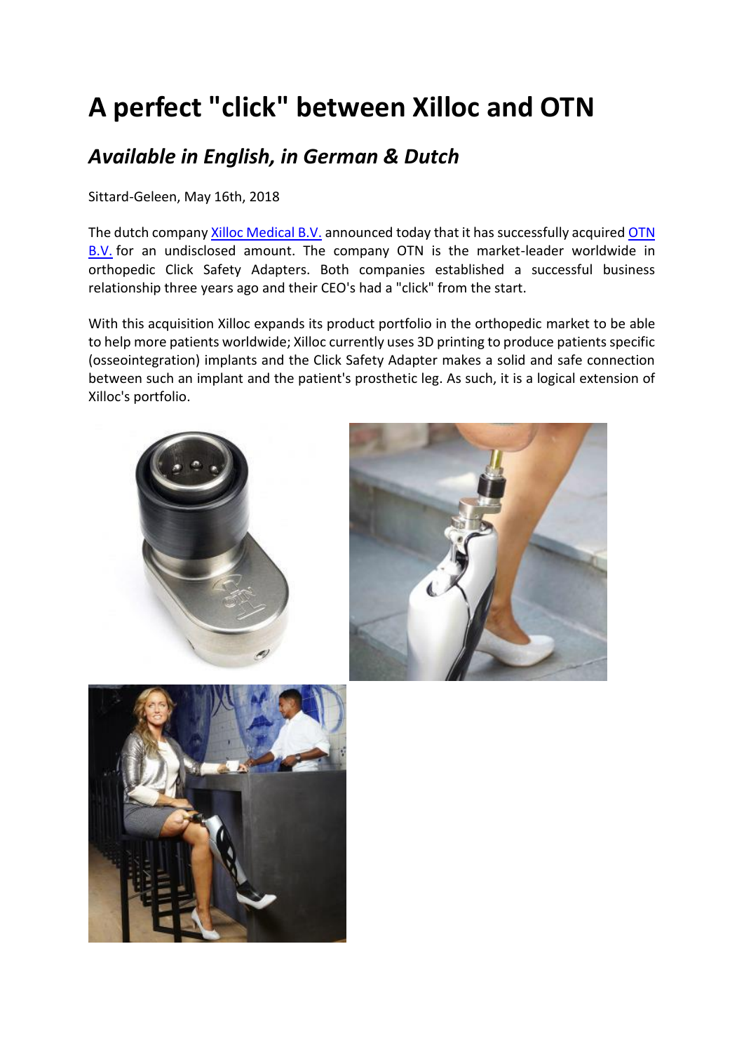# A perfect "click" between Xilloc and OTN

## *Available in English, in German & Dutch*

Sittard-Geleen, May 16th, 2018

The dutch company Xilloc Medical B.V. announced today that it has successfully acquired OTN B.V. for an undisclosed amount. The company OTN is the market-leader worldwide in orthopedic Click Safety Adapters. Both companies established a successful business relationship three years ago and their CEO's had a "click" from the start.

With this acquisition Xilloc expands its product portfolio in the orthopedic market to be able to help more patients worldwide; Xilloc currently uses 3D printing to produce patients specific (osseointegration) implants and the Click Safety Adapter makes a solid and safe connection between such an implant and the patient's prosthetic leg. As such, it is a logical extension of Xilloc's portfolio.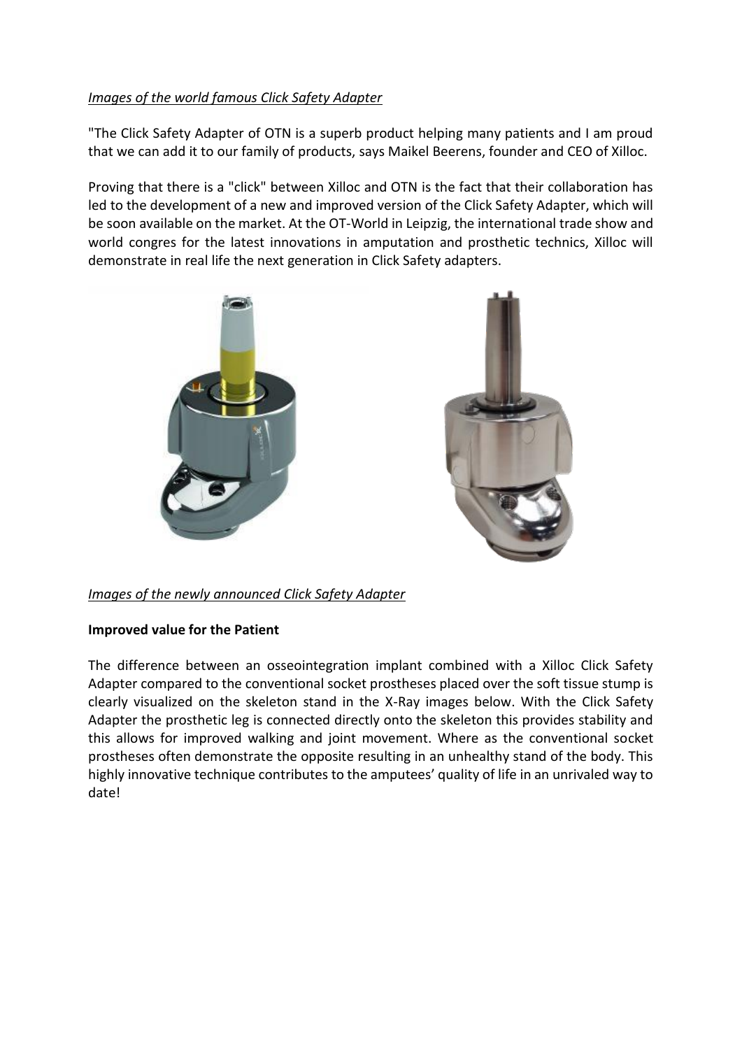*Images of the world famous Click Safety Adapter*

"The Click Safety Adapter of OTN is a superb product helping many patients and I am proud that we can add it to our family of products, says Maikel Beerens, founder and CEO of Xilloc.

Proving that there is a "click" between Xilloc and OTN is the fact that their collaboration has led to the development of a new and improved version of the Click Safety Adapter, which will be soon available on the market. At the OT-World in Leipzig, the international trade show and world congres for the latest innovations in amputation and prosthetic technics, Xilloc will demonstrate in real life the next generation in Click Safety adapters.

*Images of the newly announced Click Safety Adapter*

**Improved value for the Patient**

The difference between an osseointegration implant combined with a Xilloc Click Safety Adapter compared to the conventional socket prostheses placed over the soft tissue stump is clearly visualized on the skeleton stand in the X-Ray images below. With the Click Safety Adapter the prosthetic leg is connected directly onto the skeleton this provides stability and this allows for improved walking and joint movement. Where as the conventional socket prostheses often demonstrate the opposite resulting in an unhealthy stand of the body. This highly innovative technique contributes to the amputees' quality of life in an unrivaled way to date!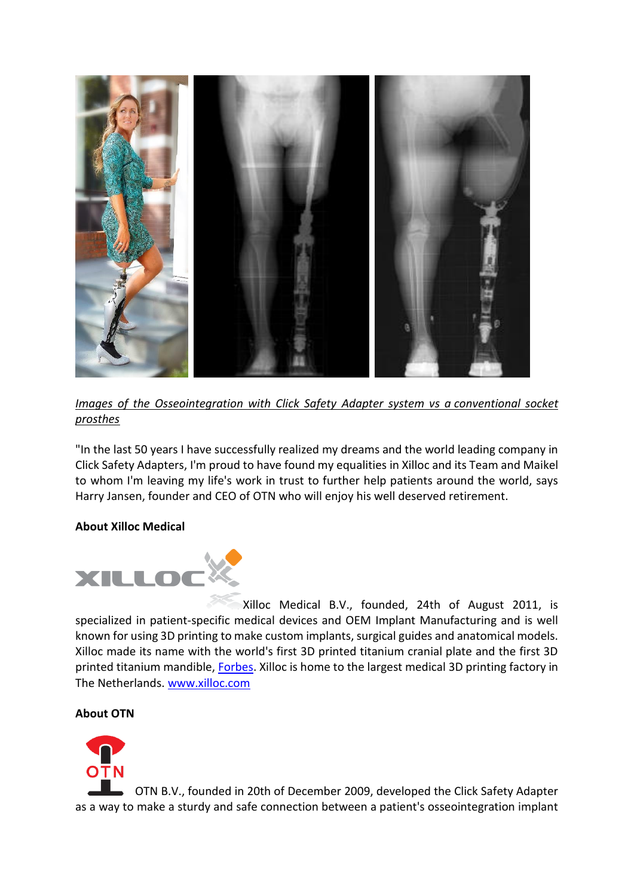*Images of the Osseointegration with Click Safety Adapter system vs a conventional socket prosthes*

"In the last 50 years I have successfully realized my dreams and the world leading company in Click Safety Adapters, I'm proud to have found my equalities in Xilloc and its Team and Maikel to whom I'm leaving my life's work in trust to further help patients around the world, says Harry Jansen, founder and CEO of OTN who will enjoy his well deserved retirement.

**About Xilloc Medical**

Xilloc Medical B.V., founded, 24th of August 2011, is specialized in patient-specific medical devices and OEM Implant Manufacturing and is well known for using 3D printing to make custom implants, surgical guides and anatomical models. Xilloc made its name with the world's first 3D printed titanium cranial plate and the first 3D printed titanium mandible, [Forbes](). Xilloc is home to the largest medical 3D printing factory in The Netherlands. [www.xilloc.com]()

**About OTN**

OTN B.V., founded in 20th of December 2009, developed the Click Safety Adapter as a way to make a sturdy and safe connection between a patient's osseointegration implant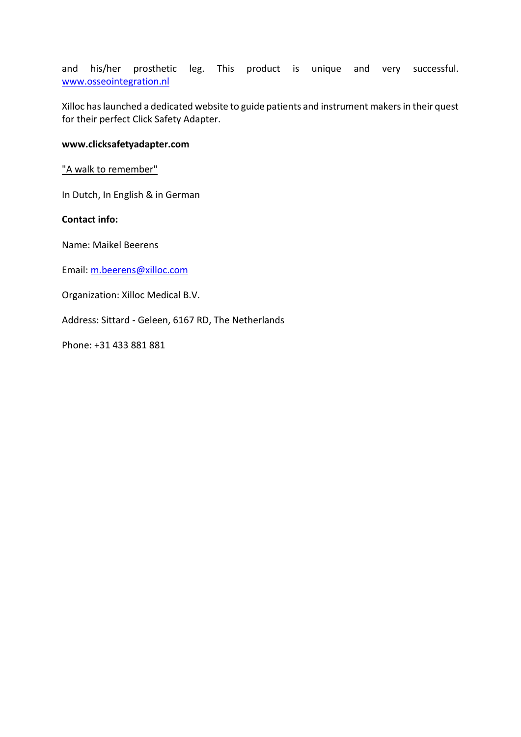and his/her prosthetic leg. This product is unique and very successful. www.osseointegration.nl

Xilloc has launched a dedicated website to guide patients and instrument makers in their quest for their perfect Click Safety Adapter.

**www.clicksafetyadapter.com**

"A walk to remember"

In Dutch, In English & in German

**Contact info:**

Name: Maikel Beerens

Email: m.beerens@xilloc.com

Organization: Xilloc Medical B.V.

Address: Sittard - Geleen, 6167 RD, The Netherlands

Phone: +31 433 881 881